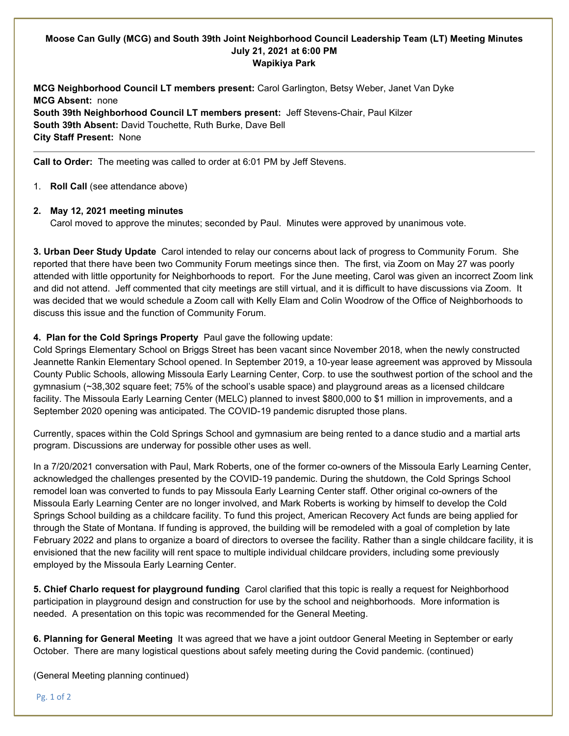**Moose Can Gully (MCG) and South 39th Joint Neighborhood Council Leadership Team (LT) Meeting Minutes**
**July 21, 2021 at 6:00 PM**
**Wapikiya Park**

**MCG Neighborhood Council LT members present:** Carol Garlington, Betsy Weber, Janet Van Dyke
**MCG Absent:** none
**South 39th Neighborhood Council LT members present:** Jeff Stevens-Chair, Paul Kilzer
**South 39th Absent:** David Touchette, Ruth Burke, Dave Bell
**City Staff Present:** None

---

**Call to Order:** The meeting was called to order at 6:01 PM by Jeff Stevens.

1. **Roll Call** (see attendance above)

2. **May 12, 2021 meeting minutes**
   Carol moved to approve the minutes; seconded by Paul. Minutes were approved by unanimous vote.

**3. Urban Deer Study Update** Carol intended to relay our concerns about lack of progress to Community Forum. She reported that there have been two Community Forum meetings since then. The first, via Zoom on May 27 was poorly attended with little opportunity for Neighborhoods to report. For the June meeting, Carol was given an incorrect Zoom link and did not attend. Jeff commented that city meetings are still virtual, and it is difficult to have discussions via Zoom. It was decided that we would schedule a Zoom call with Kelly Elam and Colin Woodrow of the Office of Neighborhoods to discuss this issue and the function of Community Forum.

**4. Plan for the Cold Springs Property** Paul gave the following update:
Cold Springs Elementary School on Briggs Street has been vacant since November 2018, when the newly constructed Jeannette Rankin Elementary School opened. In September 2019, a 10-year lease agreement was approved by Missoula County Public Schools, allowing Missoula Early Learning Center, Corp. to use the southwest portion of the school and the gymnasium (~38,302 square feet; 75% of the school's usable space) and playground areas as a licensed childcare facility. The Missoula Early Learning Center (MELC) planned to invest $800,000 to $1 million in improvements, and a September 2020 opening was anticipated. The COVID-19 pandemic disrupted those plans.

Currently, spaces within the Cold Springs School and gymnasium are being rented to a dance studio and a martial arts program. Discussions are underway for possible other uses as well.

In a 7/20/2021 conversation with Paul, Mark Roberts, one of the former co-owners of the Missoula Early Learning Center, acknowledged the challenges presented by the COVID-19 pandemic. During the shutdown, the Cold Springs School remodel loan was converted to funds to pay Missoula Early Learning Center staff. Other original co-owners of the Missoula Early Learning Center are no longer involved, and Mark Roberts is working by himself to develop the Cold Springs School building as a childcare facility. To fund this project, American Recovery Act funds are being applied for through the State of Montana. If funding is approved, the building will be remodeled with a goal of completion by late February 2022 and plans to organize a board of directors to oversee the facility. Rather than a single childcare facility, it is envisioned that the new facility will rent space to multiple individual childcare providers, including some previously employed by the Missoula Early Learning Center.

**5. Chief Charlo request for playground funding** Carol clarified that this topic is really a request for Neighborhood participation in playground design and construction for use by the school and neighborhoods. More information is needed. A presentation on this topic was recommended for the General Meeting.

**6. Planning for General Meeting** It was agreed that we have a joint outdoor General Meeting in September or early October. There are many logistical questions about safely meeting during the Covid pandemic. (continued)

(General Meeting planning continued)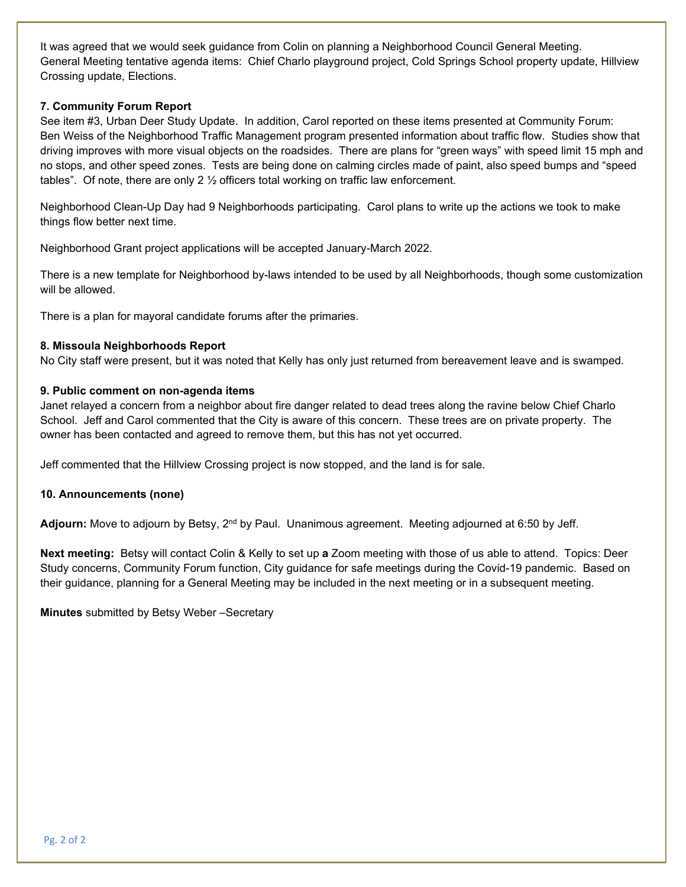It was agreed that we would seek guidance from Colin on planning a Neighborhood Council General Meeting. General Meeting tentative agenda items: Chief Charlo playground project, Cold Springs School property update, Hillview Crossing update, Elections.

**7. Community Forum Report**

See item #3, Urban Deer Study Update. In addition, Carol reported on these items presented at Community Forum: Ben Weiss of the Neighborhood Traffic Management program presented information about traffic flow. Studies show that driving improves with more visual objects on the roadsides. There are plans for "green ways" with speed limit 15 mph and no stops, and other speed zones. Tests are being done on calming circles made of paint, also speed bumps and "speed tables". Of note, there are only 2 ½ officers total working on traffic law enforcement.

Neighborhood Clean-Up Day had 9 Neighborhoods participating. Carol plans to write up the actions we took to make things flow better next time.

Neighborhood Grant project applications will be accepted January-March 2022.

There is a new template for Neighborhood by-laws intended to be used by all Neighborhoods, though some customization will be allowed.

There is a plan for mayoral candidate forums after the primaries.

**8. Missoula Neighborhoods Report**

No City staff were present, but it was noted that Kelly has only just returned from bereavement leave and is swamped.

**9. Public comment on non-agenda items**

Janet relayed a concern from a neighbor about fire danger related to dead trees along the ravine below Chief Charlo School. Jeff and Carol commented that the City is aware of this concern. These trees are on private property. The owner has been contacted and agreed to remove them, but this has not yet occurred.

Jeff commented that the Hillview Crossing project is now stopped, and the land is for sale.

**10. Announcements (none)**

**Adjourn:** Move to adjourn by Betsy, 2nd by Paul. Unanimous agreement. Meeting adjourned at 6:50 by Jeff.

**Next meeting:** Betsy will contact Colin & Kelly to set up **a** Zoom meeting with those of us able to attend. Topics: Deer Study concerns, Community Forum function, City guidance for safe meetings during the Covid-19 pandemic. Based on their guidance, planning for a General Meeting may be included in the next meeting or in a subsequent meeting.

**Minutes** submitted by Betsy Weber –Secretary